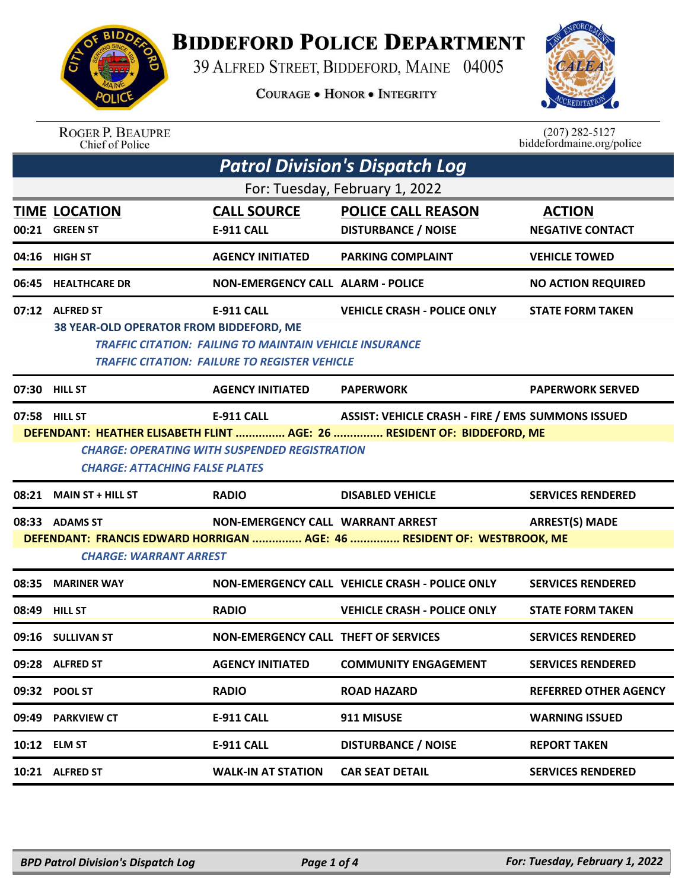# BIDDEFORD POLICE DEPARTMENT

39 ALFRED STREET, BIDDEFORD, MAINE 04005

COURAGE • HONOR • INTEGRITY

ROGER P. BEAUPRE
Chief of Police

(207) 282-5127
biddefordmaine.org/police

## Patrol Division's Dispatch Log

For: Tuesday, February 1, 2022

| TIME | LOCATION | CALL SOURCE | POLICE CALL REASON | ACTION |
|---|---|---|---|---|
| 00:21 | GREEN ST | E-911 CALL | DISTURBANCE / NOISE | NEGATIVE CONTACT |
| 04:16 | HIGH ST | AGENCY INITIATED | PARKING COMPLAINT | VEHICLE TOWED |
| 06:45 | HEALTHCARE DR | NON-EMERGENCY CALL | ALARM - POLICE | NO ACTION REQUIRED |
| 07:12 | ALFRED ST | E-911 CALL | VEHICLE CRASH - POLICE ONLY | STATE FORM TAKEN |

**38 YEAR-OLD OPERATOR FROM BIDDEFORD, ME**
*TRAFFIC CITATION: FAILING TO MAINTAIN VEHICLE INSURANCE*
*TRAFFIC CITATION: FAILURE TO REGISTER VEHICLE*

| TIME | LOCATION | CALL SOURCE | POLICE CALL REASON | ACTION |
|---|---|---|---|---|
| 07:30 | HILL ST | AGENCY INITIATED | PAPERWORK | PAPERWORK SERVED |
| 07:58 | HILL ST | E-911 CALL | ASSIST: VEHICLE CRASH - FIRE / EMS | SUMMONS ISSUED |

**DEFENDANT: HEATHER ELISABETH FLINT ............... AGE: 26 ............... RESIDENT OF: BIDDEFORD, ME**
*CHARGE: OPERATING WITH SUSPENDED REGISTRATION*
*CHARGE: ATTACHING FALSE PLATES*

| TIME | LOCATION | CALL SOURCE | POLICE CALL REASON | ACTION |
|---|---|---|---|---|
| 08:21 | MAIN ST + HILL ST | RADIO | DISABLED VEHICLE | SERVICES RENDERED |
| 08:33 | ADAMS ST | NON-EMERGENCY CALL | WARRANT ARREST | ARREST(S) MADE |

**DEFENDANT: FRANCIS EDWARD HORRIGAN ............... AGE: 46 ............... RESIDENT OF: WESTBROOK, ME**
*CHARGE: WARRANT ARREST*

| TIME | LOCATION | CALL SOURCE | POLICE CALL REASON | ACTION |
|---|---|---|---|---|
| 08:35 | MARINER WAY | NON-EMERGENCY CALL | VEHICLE CRASH - POLICE ONLY | SERVICES RENDERED |
| 08:49 | HILL ST | RADIO | VEHICLE CRASH - POLICE ONLY | STATE FORM TAKEN |
| 09:16 | SULLIVAN ST | NON-EMERGENCY CALL | THEFT OF SERVICES | SERVICES RENDERED |
| 09:28 | ALFRED ST | AGENCY INITIATED | COMMUNITY ENGAGEMENT | SERVICES RENDERED |
| 09:32 | POOL ST | RADIO | ROAD HAZARD | REFERRED OTHER AGENCY |
| 09:49 | PARKVIEW CT | E-911 CALL | 911 MISUSE | WARNING ISSUED |
| 10:12 | ELM ST | E-911 CALL | DISTURBANCE / NOISE | REPORT TAKEN |
| 10:21 | ALFRED ST | WALK-IN AT STATION | CAR SEAT DETAIL | SERVICES RENDERED |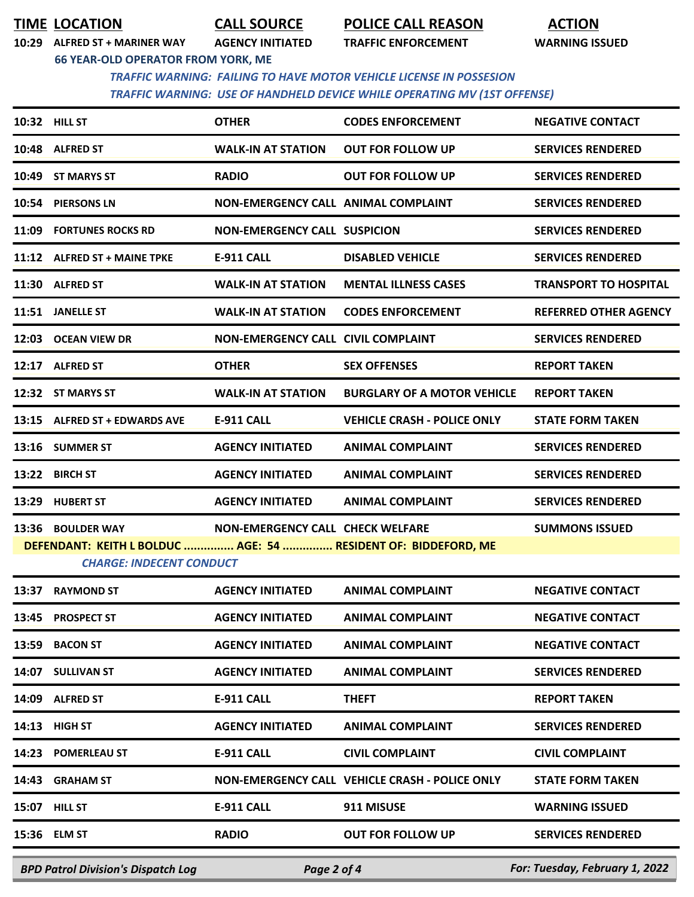| TIME | LOCATION | CALL SOURCE | POLICE CALL REASON | ACTION |
|---|---|---|---|---|
| 10:29 | ALFRED ST + MARINER WAY | AGENCY INITIATED | TRAFFIC ENFORCEMENT | WARNING ISSUED |
| | 66 YEAR-OLD OPERATOR FROM YORK, ME | | | |
| | *TRAFFIC WARNING: FAILING TO HAVE MOTOR VEHICLE LICENSE IN POSSESION* | | | |
| | *TRAFFIC WARNING: USE OF HANDHELD DEVICE WHILE OPERATING MV (1ST OFFENSE)* | | | |
| 10:32 | HILL ST | OTHER | CODES ENFORCEMENT | NEGATIVE CONTACT |
| 10:48 | ALFRED ST | WALK-IN AT STATION | OUT FOR FOLLOW UP | SERVICES RENDERED |
| 10:49 | ST MARYS ST | RADIO | OUT FOR FOLLOW UP | SERVICES RENDERED |
| 10:54 | PIERSONS LN | NON-EMERGENCY CALL | ANIMAL COMPLAINT | SERVICES RENDERED |
| 11:09 | FORTUNES ROCKS RD | NON-EMERGENCY CALL | SUSPICION | SERVICES RENDERED |
| 11:12 | ALFRED ST + MAINE TPKE | E-911 CALL | DISABLED VEHICLE | SERVICES RENDERED |
| 11:30 | ALFRED ST | WALK-IN AT STATION | MENTAL ILLNESS CASES | TRANSPORT TO HOSPITAL |
| 11:51 | JANELLE ST | WALK-IN AT STATION | CODES ENFORCEMENT | REFERRED OTHER AGENCY |
| 12:03 | OCEAN VIEW DR | NON-EMERGENCY CALL | CIVIL COMPLAINT | SERVICES RENDERED |
| 12:17 | ALFRED ST | OTHER | SEX OFFENSES | REPORT TAKEN |
| 12:32 | ST MARYS ST | WALK-IN AT STATION | BURGLARY OF A MOTOR VEHICLE | REPORT TAKEN |
| 13:15 | ALFRED ST + EDWARDS AVE | E-911 CALL | VEHICLE CRASH - POLICE ONLY | STATE FORM TAKEN |
| 13:16 | SUMMER ST | AGENCY INITIATED | ANIMAL COMPLAINT | SERVICES RENDERED |
| 13:22 | BIRCH ST | AGENCY INITIATED | ANIMAL COMPLAINT | SERVICES RENDERED |
| 13:29 | HUBERT ST | AGENCY INITIATED | ANIMAL COMPLAINT | SERVICES RENDERED |
| 13:36 | BOULDER WAY | NON-EMERGENCY CALL | CHECK WELFARE | SUMMONS ISSUED |
| | DEFENDANT: KEITH L BOLDUC ............... AGE: 54 ............... RESIDENT OF: BIDDEFORD, ME | | | |
| | *CHARGE: INDECENT CONDUCT* | | | |
| 13:37 | RAYMOND ST | AGENCY INITIATED | ANIMAL COMPLAINT | NEGATIVE CONTACT |
| 13:45 | PROSPECT ST | AGENCY INITIATED | ANIMAL COMPLAINT | NEGATIVE CONTACT |
| 13:59 | BACON ST | AGENCY INITIATED | ANIMAL COMPLAINT | NEGATIVE CONTACT |
| 14:07 | SULLIVAN ST | AGENCY INITIATED | ANIMAL COMPLAINT | SERVICES RENDERED |
| 14:09 | ALFRED ST | E-911 CALL | THEFT | REPORT TAKEN |
| 14:13 | HIGH ST | AGENCY INITIATED | ANIMAL COMPLAINT | SERVICES RENDERED |
| 14:23 | POMERLEAU ST | E-911 CALL | CIVIL COMPLAINT | CIVIL COMPLAINT |
| 14:43 | GRAHAM ST | NON-EMERGENCY CALL | VEHICLE CRASH - POLICE ONLY | STATE FORM TAKEN |
| 15:07 | HILL ST | E-911 CALL | 911 MISUSE | WARNING ISSUED |
| 15:36 | ELM ST | RADIO | OUT FOR FOLLOW UP | SERVICES RENDERED |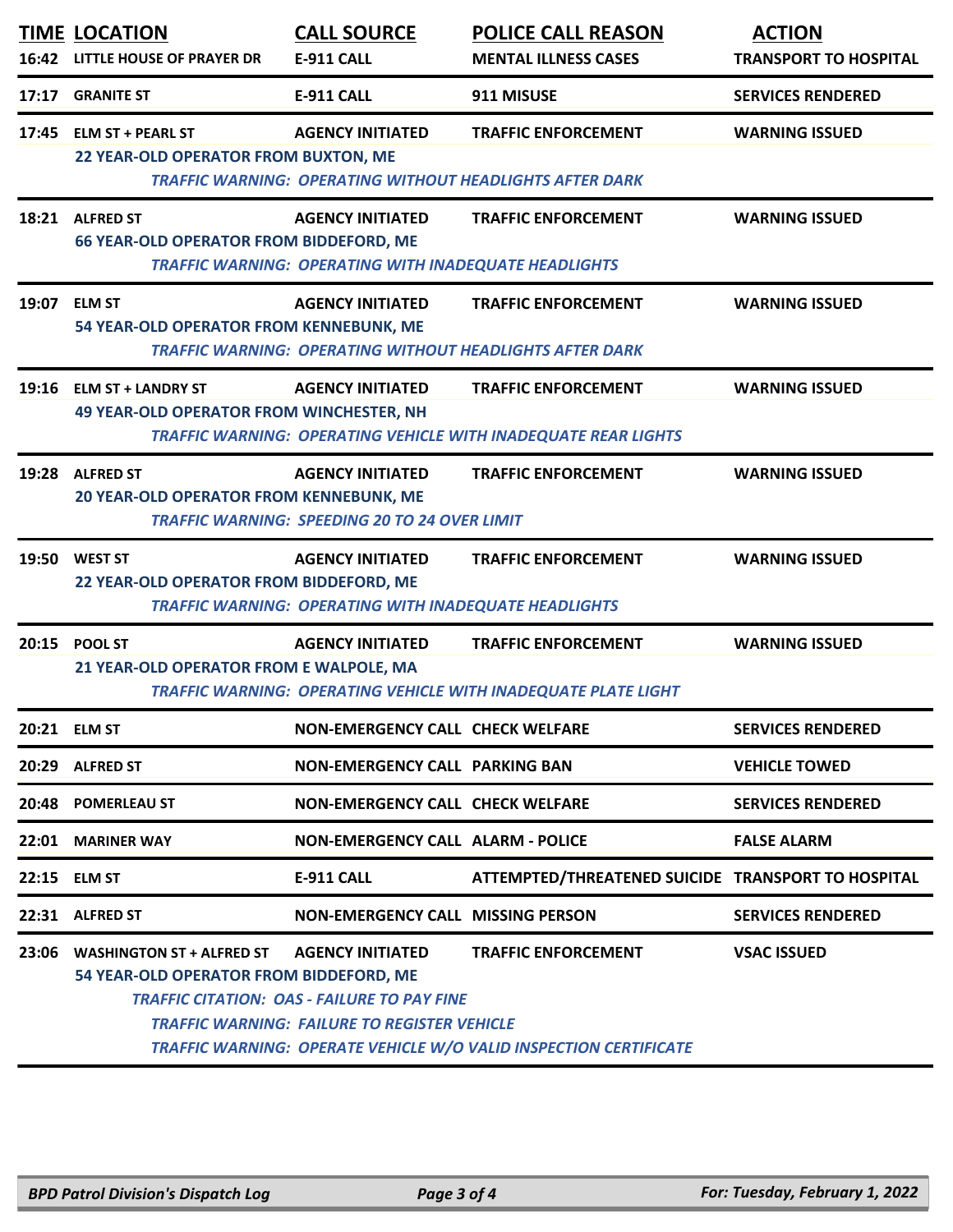| TIME | LOCATION | CALL SOURCE | POLICE CALL REASON | ACTION |
|---|---|---|---|---|
| 16:42 | LITTLE HOUSE OF PRAYER DR | E-911 CALL | MENTAL ILLNESS CASES | TRANSPORT TO HOSPITAL |
| 17:17 | GRANITE ST | E-911 CALL | 911 MISUSE | SERVICES RENDERED |
| 17:45 | ELM ST + PEARL ST | AGENCY INITIATED | TRAFFIC ENFORCEMENT | WARNING ISSUED |
| | 22 YEAR-OLD OPERATOR FROM BUXTON, ME<br>*TRAFFIC WARNING: OPERATING WITHOUT HEADLIGHTS AFTER DARK* | | | |
| 18:21 | ALFRED ST | AGENCY INITIATED | TRAFFIC ENFORCEMENT | WARNING ISSUED |
| | 66 YEAR-OLD OPERATOR FROM BIDDEFORD, ME<br>*TRAFFIC WARNING: OPERATING WITH INADEQUATE HEADLIGHTS* | | | |
| 19:07 | ELM ST | AGENCY INITIATED | TRAFFIC ENFORCEMENT | WARNING ISSUED |
| | 54 YEAR-OLD OPERATOR FROM KENNEBUNK, ME<br>*TRAFFIC WARNING: OPERATING WITHOUT HEADLIGHTS AFTER DARK* | | | |
| 19:16 | ELM ST + LANDRY ST | AGENCY INITIATED | TRAFFIC ENFORCEMENT | WARNING ISSUED |
| | 49 YEAR-OLD OPERATOR FROM WINCHESTER, NH<br>*TRAFFIC WARNING: OPERATING VEHICLE WITH INADEQUATE REAR LIGHTS* | | | |
| 19:28 | ALFRED ST | AGENCY INITIATED | TRAFFIC ENFORCEMENT | WARNING ISSUED |
| | 20 YEAR-OLD OPERATOR FROM KENNEBUNK, ME<br>*TRAFFIC WARNING: SPEEDING 20 TO 24 OVER LIMIT* | | | |
| 19:50 | WEST ST | AGENCY INITIATED | TRAFFIC ENFORCEMENT | WARNING ISSUED |
| | 22 YEAR-OLD OPERATOR FROM BIDDEFORD, ME<br>*TRAFFIC WARNING: OPERATING WITH INADEQUATE HEADLIGHTS* | | | |
| 20:15 | POOL ST | AGENCY INITIATED | TRAFFIC ENFORCEMENT | WARNING ISSUED |
| | 21 YEAR-OLD OPERATOR FROM E WALPOLE, MA<br>*TRAFFIC WARNING: OPERATING VEHICLE WITH INADEQUATE PLATE LIGHT* | | | |
| 20:21 | ELM ST | NON-EMERGENCY CALL | CHECK WELFARE | SERVICES RENDERED |
| 20:29 | ALFRED ST | NON-EMERGENCY CALL | PARKING BAN | VEHICLE TOWED |
| 20:48 | POMERLEAU ST | NON-EMERGENCY CALL | CHECK WELFARE | SERVICES RENDERED |
| 22:01 | MARINER WAY | NON-EMERGENCY CALL | ALARM - POLICE | FALSE ALARM |
| 22:15 | ELM ST | E-911 CALL | ATTEMPTED/THREATENED SUICIDE | TRANSPORT TO HOSPITAL |
| 22:31 | ALFRED ST | NON-EMERGENCY CALL | MISSING PERSON | SERVICES RENDERED |
| 23:06 | WASHINGTON ST + ALFRED ST | AGENCY INITIATED | TRAFFIC ENFORCEMENT | VSAC ISSUED |
| | 54 YEAR-OLD OPERATOR FROM BIDDEFORD, ME<br>*TRAFFIC CITATION: OAS - FAILURE TO PAY FINE*<br>*TRAFFIC WARNING: FAILURE TO REGISTER VEHICLE*<br>*TRAFFIC WARNING: OPERATE VEHICLE W/O VALID INSPECTION CERTIFICATE* | | | |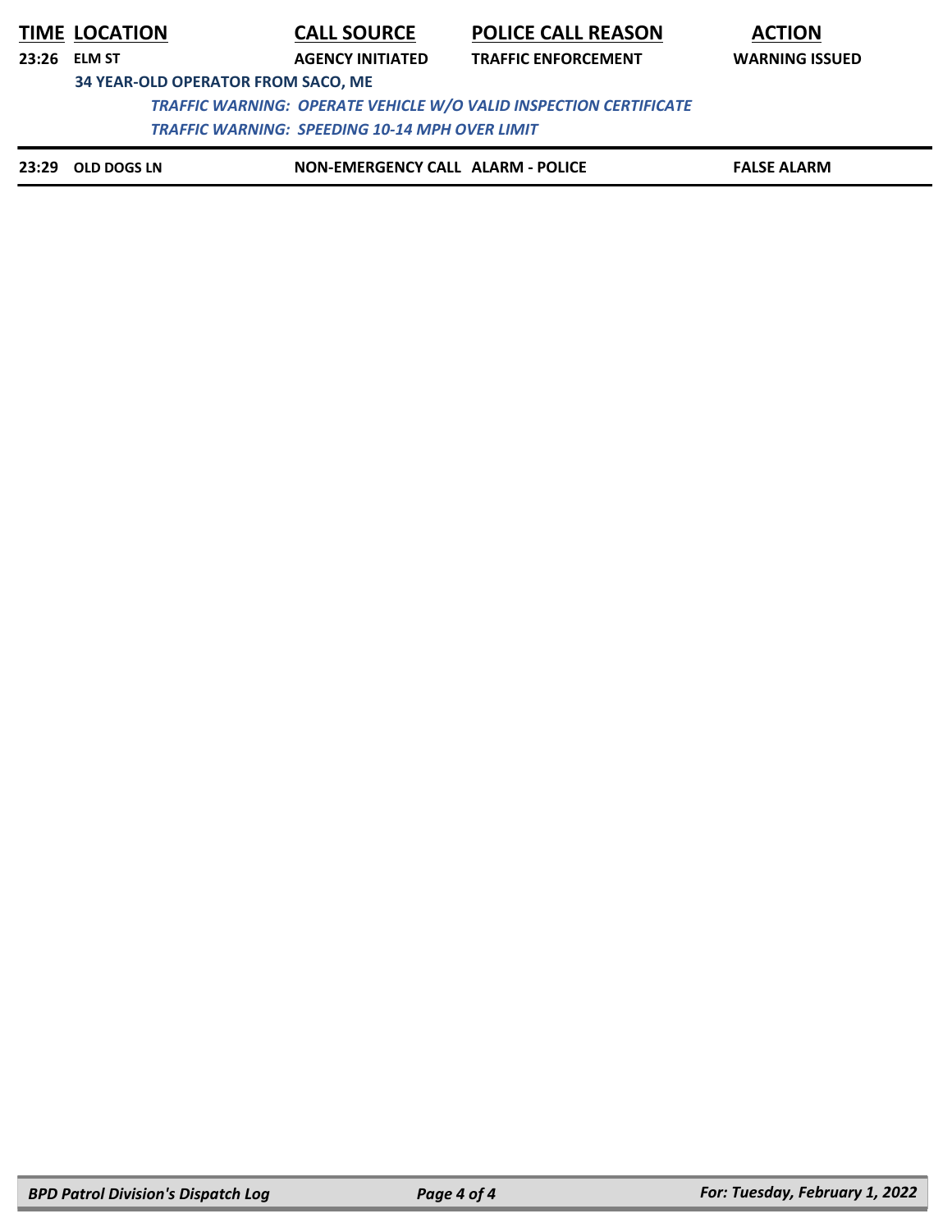| TIME | LOCATION | CALL SOURCE | POLICE CALL REASON | ACTION |
|---|---|---|---|---|
| 23:26 | ELM ST | AGENCY INITIATED | TRAFFIC ENFORCEMENT | WARNING ISSUED |
| | 34 YEAR-OLD OPERATOR FROM SACO, ME | | | |
| | | *TRAFFIC WARNING: OPERATE VEHICLE W/O VALID INSPECTION CERTIFICATE* | | |
| | | *TRAFFIC WARNING: SPEEDING 10-14 MPH OVER LIMIT* | | |
| 23:29 | OLD DOGS LN | NON-EMERGENCY CALL | ALARM - POLICE | FALSE ALARM |